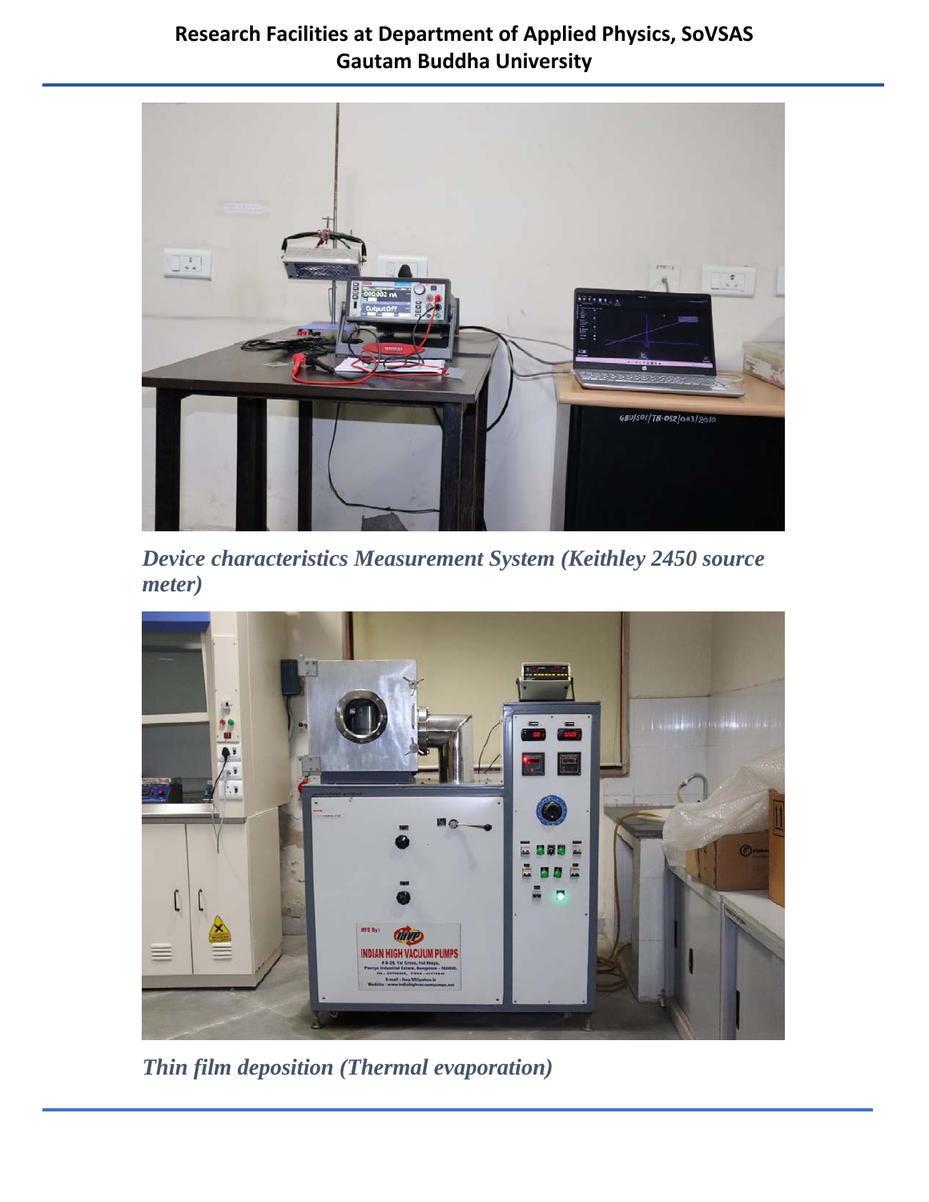# Research Facilities at Department of Applied Physics, SoVSAS
# Gautam Buddha University

*Device characteristics Measurement System (Keithley 2450 source meter)*

*Thin film deposition (Thermal evaporation)*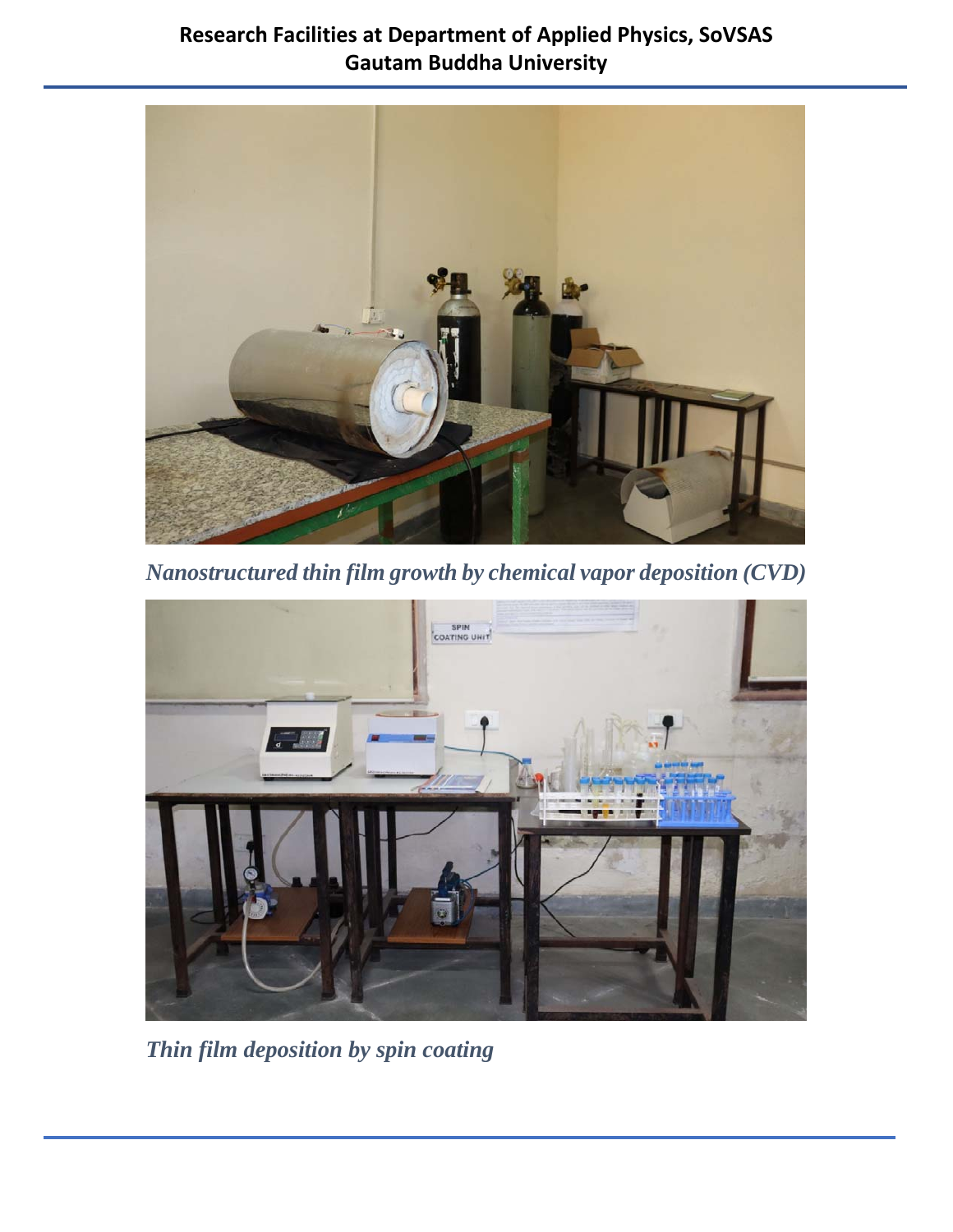*Nanostructured thin film growth by chemical vapor deposition (CVD)*

*Thin film deposition by spin coating*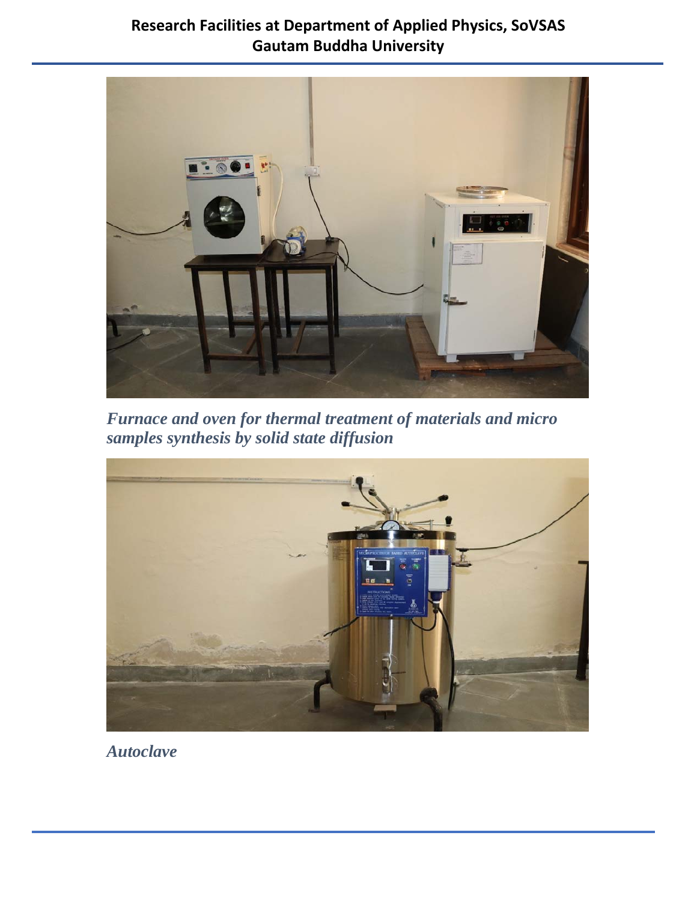*Furnace and oven for thermal treatment of materials and micro samples synthesis by solid state diffusion*

*Autoclave*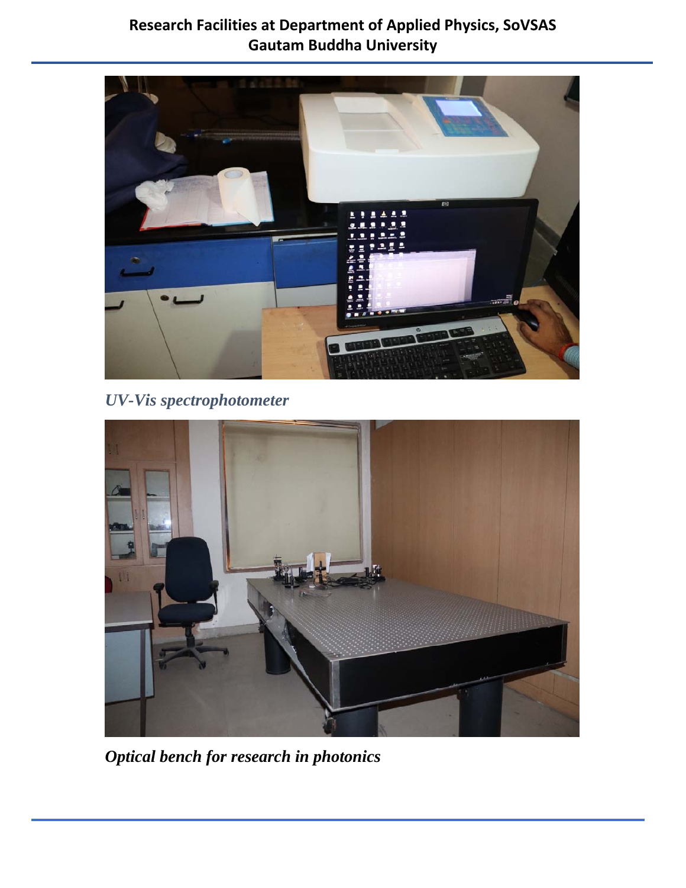*UV-Vis spectrophotometer*

*Optical bench for research in photonics*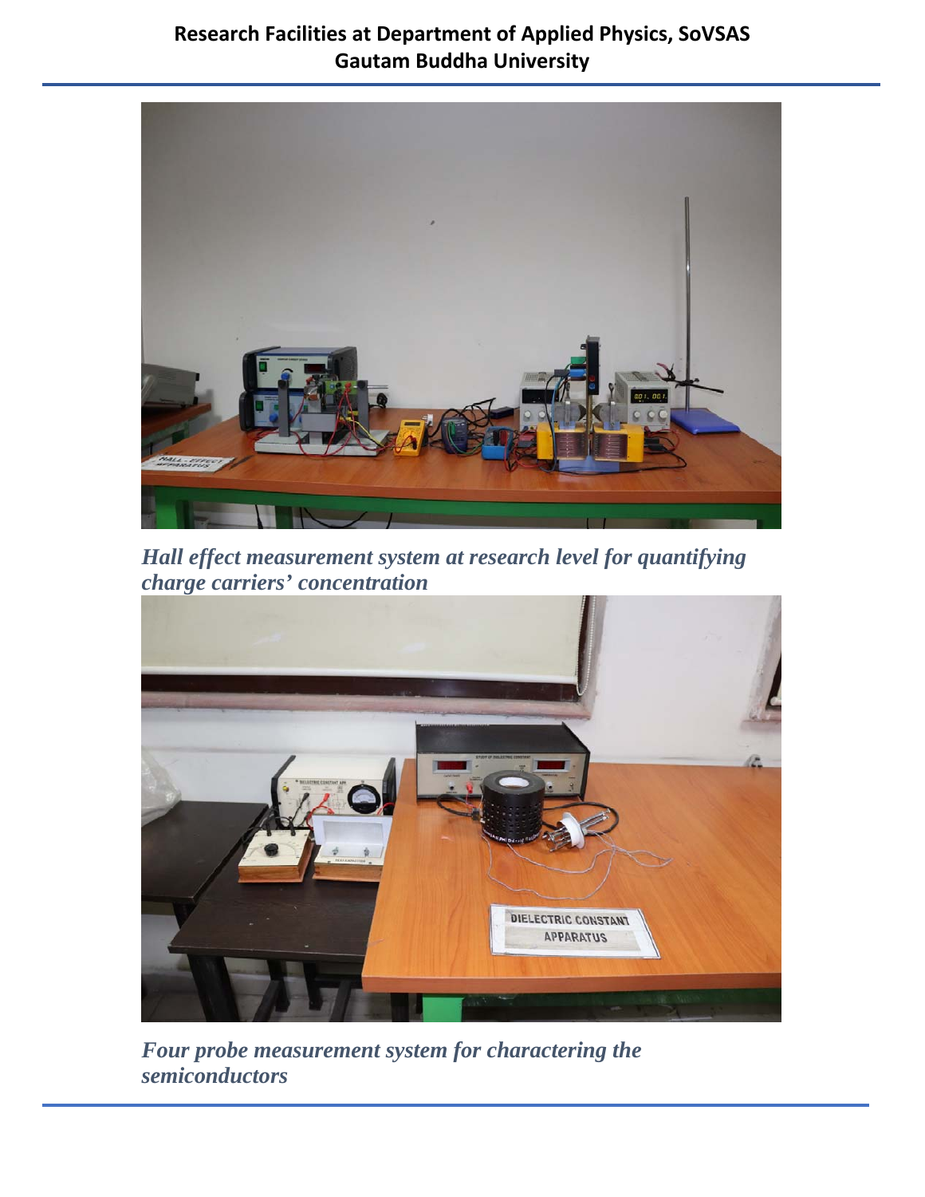*Hall effect measurement system at research level for quantifying charge carriers' concentration*

*Four probe measurement system for charactering the semiconductors*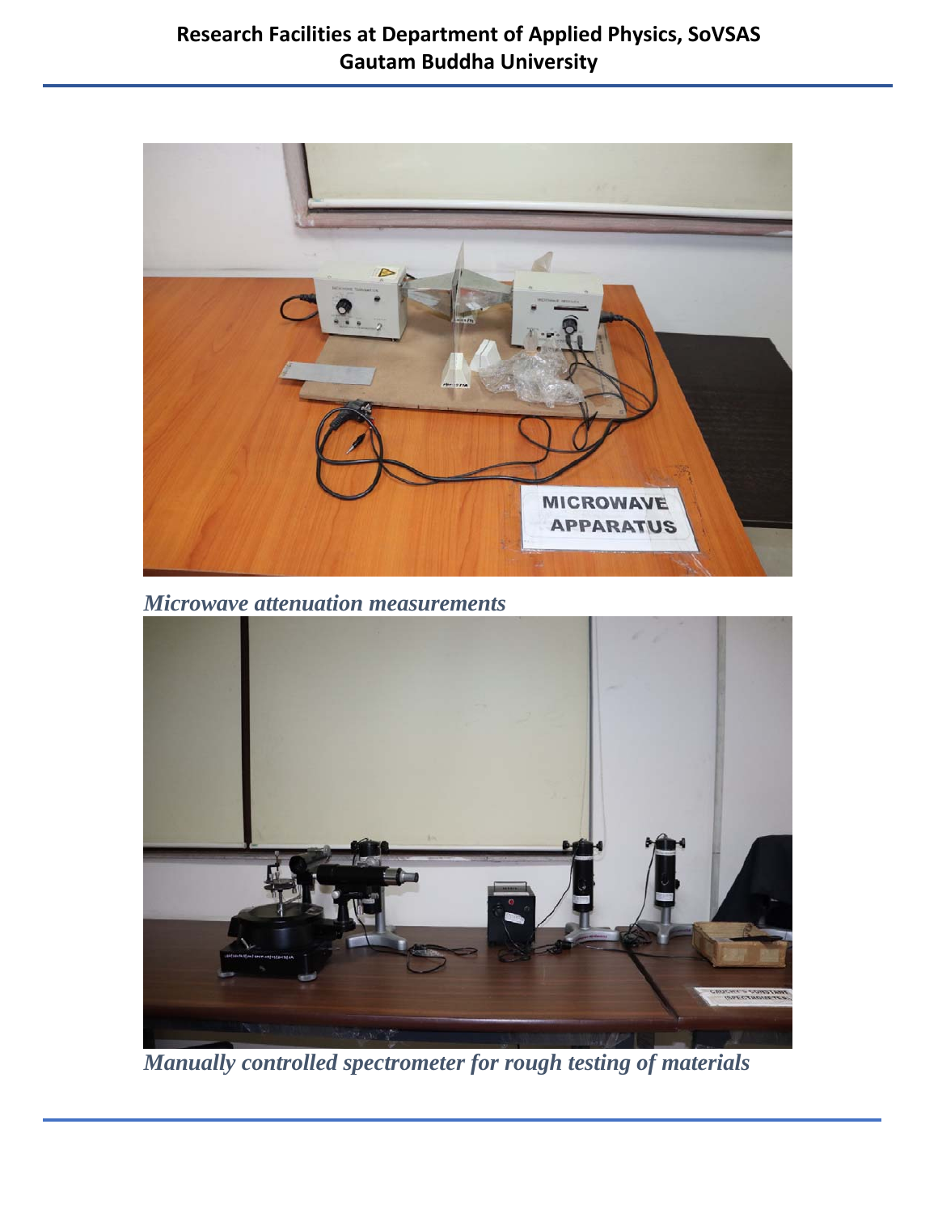*Microwave attenuation measurements*

*Manually controlled spectrometer for rough testing of materials*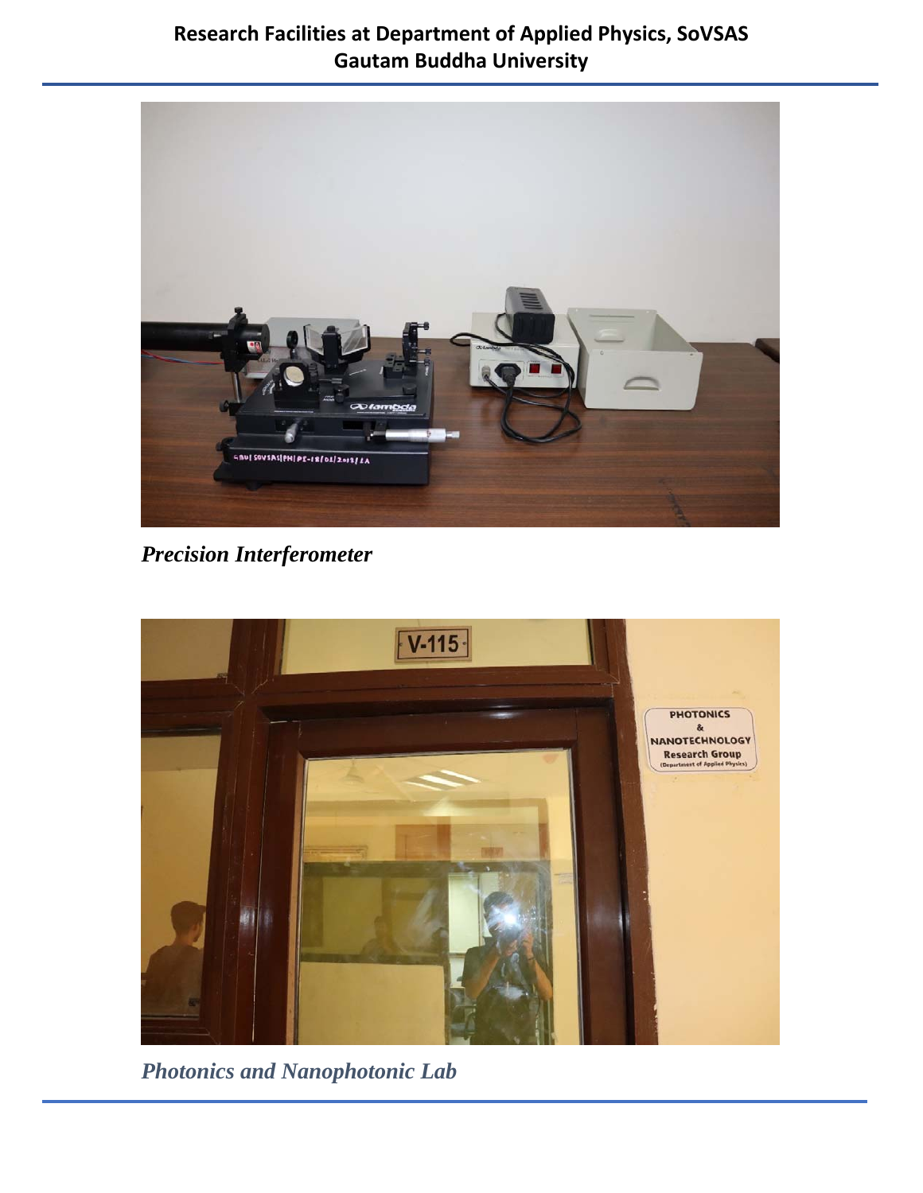*Precision Interferometer*

*Photonics and Nanophotonic Lab*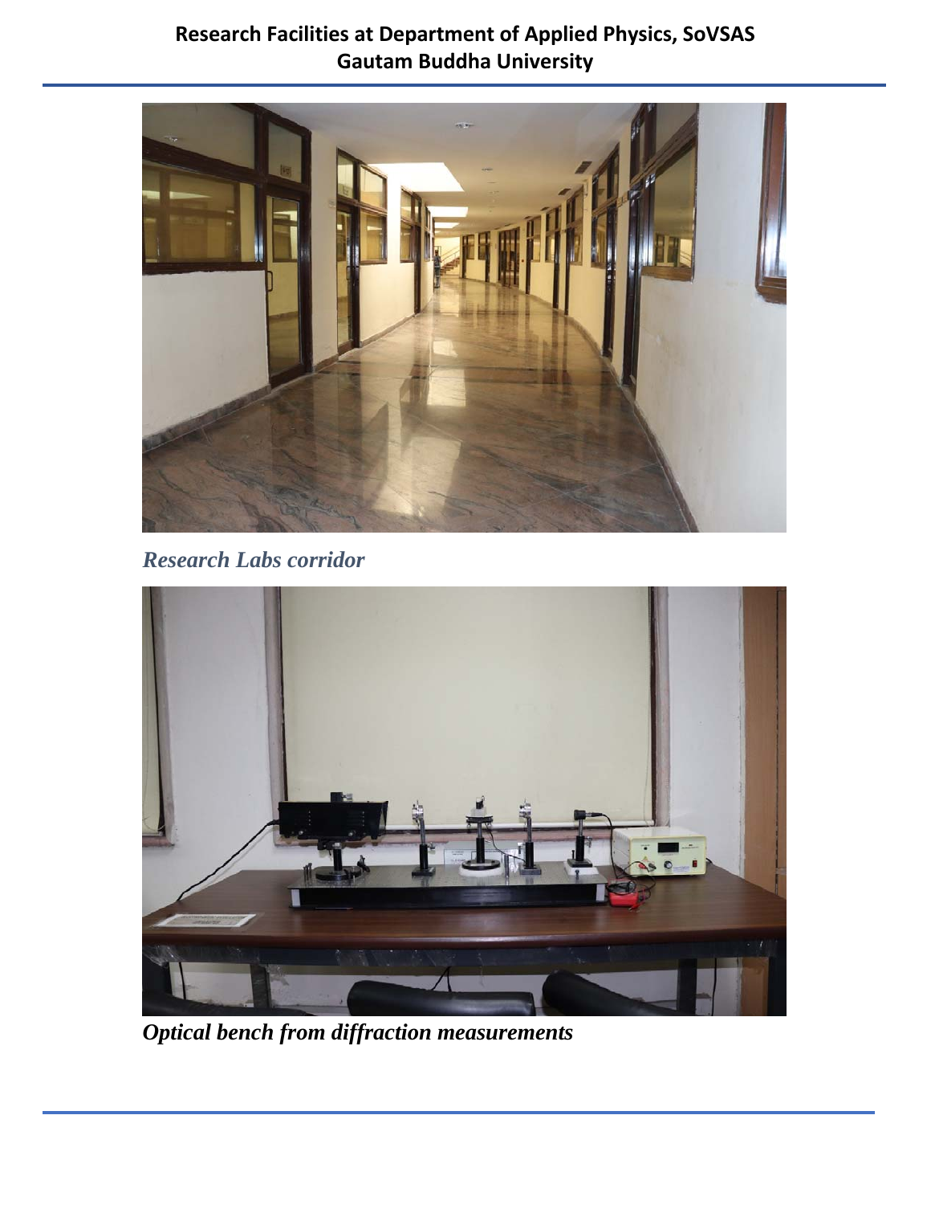*Research Labs corridor*

***Optical bench from diffraction measurements***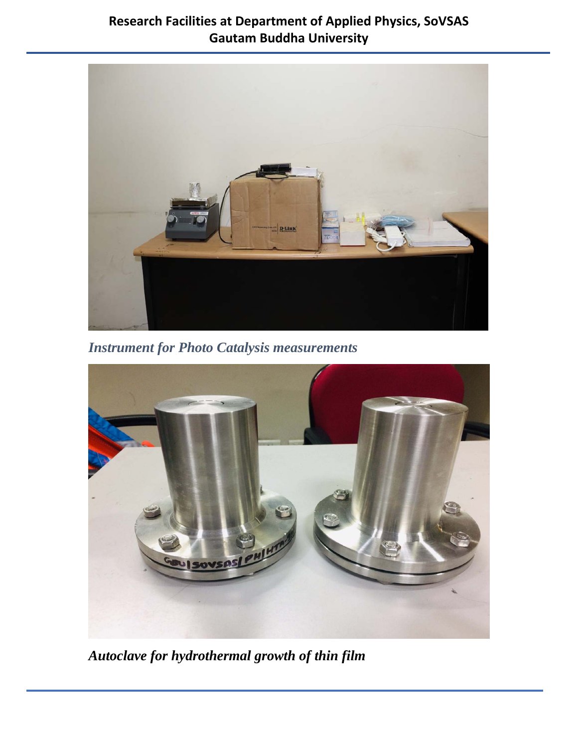*Instrument for Photo Catalysis measurements*

*Autoclave for hydrothermal growth of thin film*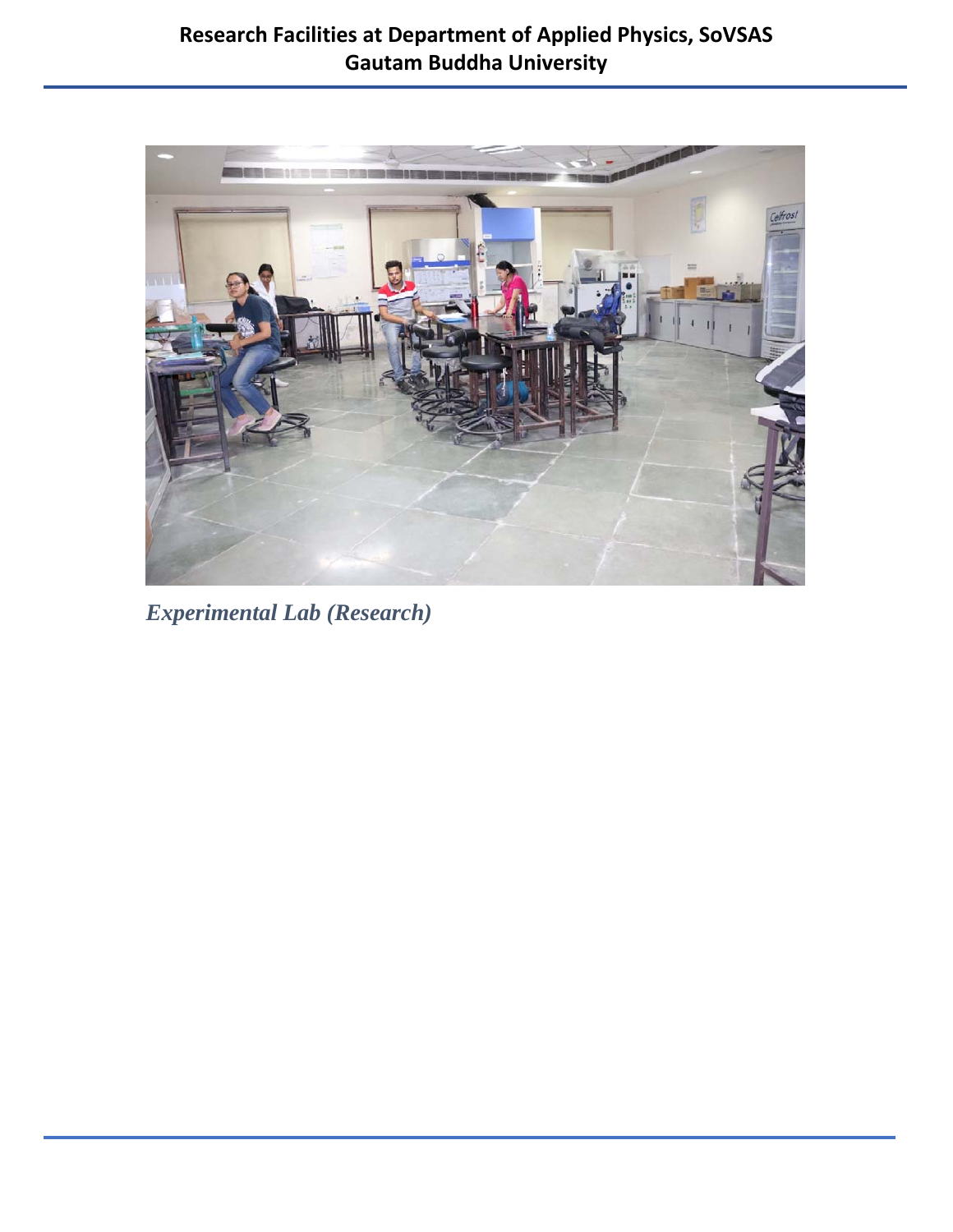*Experimental Lab (Research)*